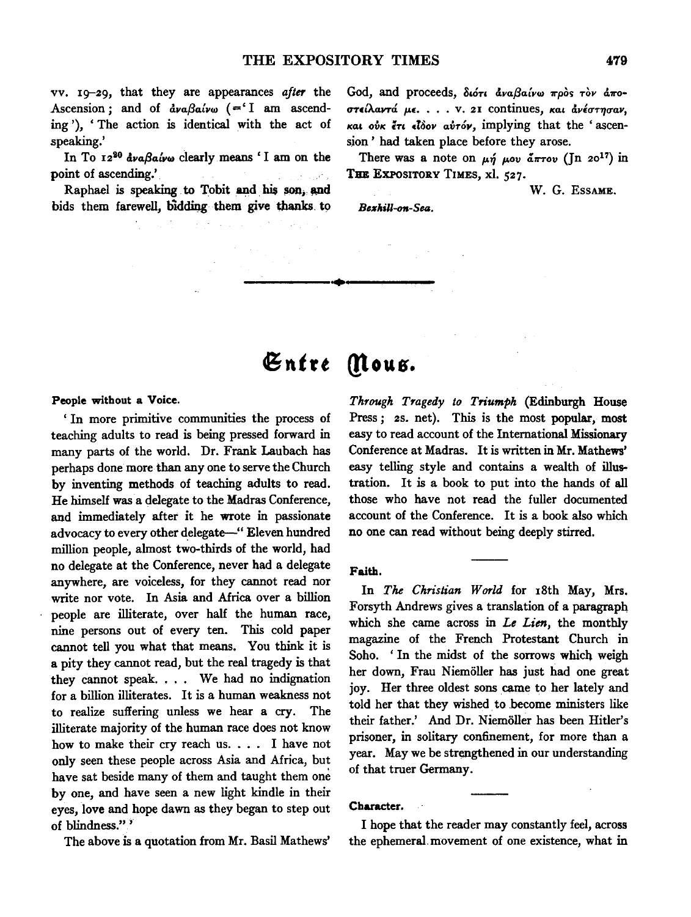vv. 19–29, that they are appearances *after* the Ascension; and of ἀναβαίνω (='I am ascending'), 'The action is identical with the act of speaking.'

In To 12[20] ἀναβαίνω clearly means 'I am on the point of ascending.'

Raphael is speaking to Tobit and his son, and bids them farewell, bidding them give thanks to God, and proceeds, διότι ἀναβαίνω πρὸς τὸν ἀποστείλαντά με. . . . v. 21 continues, και ἀνέστησαν, και οὐκ ἔτι εἶδον αὐτόν, implying that the 'ascension' had taken place before they arose.

There was a note on μή μου ἅπτου (Jn 20[17]) in The Expository Times, xl. 527.

W. G. Essame.

*Bexhill-on-Sea.*

---

# Entre Nous.

**People without a Voice.**

'In more primitive communities the process of teaching adults to read is being pressed forward in many parts of the world. Dr. Frank Laubach has perhaps done more than any one to serve the Church by inventing methods of teaching adults to read. He himself was a delegate to the Madras Conference, and immediately after it he wrote in passionate advocacy to every other delegate—"Eleven hundred million people, almost two-thirds of the world, had no delegate at the Conference, never had a delegate anywhere, are voiceless, for they cannot read nor write nor vote. In Asia and Africa over a billion people are illiterate, over half the human race, nine persons out of every ten. This cold paper cannot tell you what that means. You think it is a pity they cannot read, but the real tragedy is that they cannot speak. . . . We had no indignation for a billion illiterates. It is a human weakness not to realize suffering unless we hear a cry. The illiterate majority of the human race does not know how to make their cry reach us. . . . I have not only seen these people across Asia and Africa, but have sat beside many of them and taught them one by one, and have seen a new light kindle in their eyes, love and hope dawn as they began to step out of blindness."'

The above is a quotation from Mr. Basil Mathews' *Through Tragedy to Triumph* (Edinburgh House Press; 2s. net). This is the most popular, most easy to read account of the International Missionary Conference at Madras. It is written in Mr. Mathews' easy telling style and contains a wealth of illustration. It is a book to put into the hands of all those who have not read the fuller documented account of the Conference. It is a book also which no one can read without being deeply stirred.

**Faith.**

In *The Christian World* for 18th May, Mrs. Forsyth Andrews gives a translation of a paragraph which she came across in *Le Lien*, the monthly magazine of the French Protestant Church in Soho. 'In the midst of the sorrows which weigh her down, Frau Niemöller has just had one great joy. Her three oldest sons came to her lately and told her that they wished to become ministers like their father.' And Dr. Niemöller has been Hitler's prisoner, in solitary confinement, for more than a year. May we be strengthened in our understanding of that truer Germany.

**Character.**

I hope that the reader may constantly feel, across the ephemeral movement of one existence, what in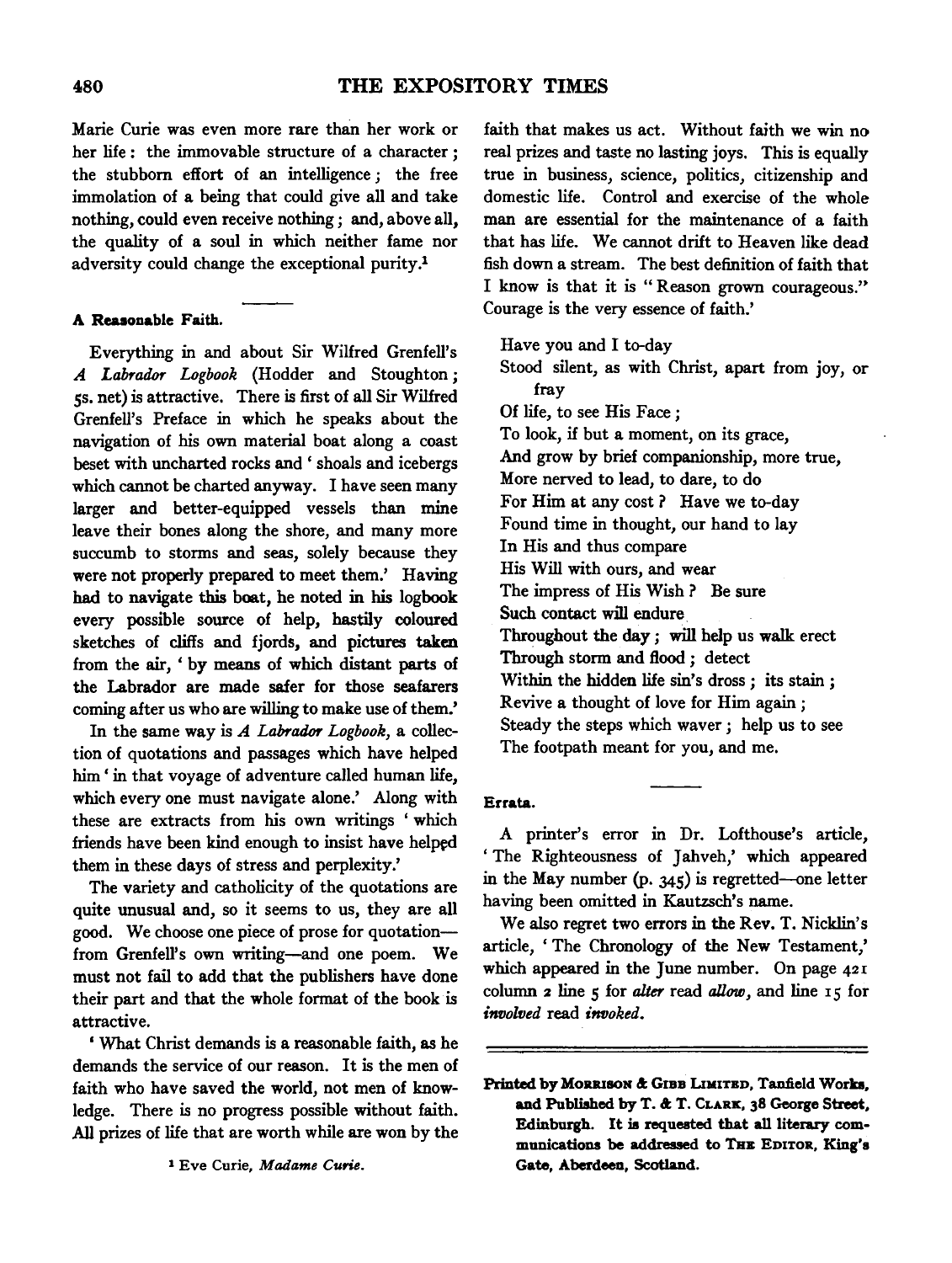Marie Curie was even more rare than her work or her life: the immovable structure of a character; the stubborn effort of an intelligence; the free immolation of a being that could give all and take nothing, could even receive nothing; and, above all, the quality of a soul in which neither fame nor adversity could change the exceptional purity.[1]

[1] Eve Curie, *Madame Curie*.

### A Reasonable Faith.

Everything in and about Sir Wilfred Grenfell's *A Labrador Logbook* (Hodder and Stoughton; 5s. net) is attractive. There is first of all Sir Wilfred Grenfell's Preface in which he speaks about the navigation of his own material boat along a coast beset with uncharted rocks and 'shoals and icebergs which cannot be charted anyway. I have seen many larger and better-equipped vessels than mine leave their bones along the shore, and many more succumb to storms and seas, solely because they were not properly prepared to meet them.' Having had to navigate this boat, he noted in his logbook every possible source of help, hastily coloured sketches of cliffs and fjords, and pictures taken from the air, 'by means of which distant parts of the Labrador are made safer for those seafarers coming after us who are willing to make use of them.'

In the same way is *A Labrador Logbook*, a collection of quotations and passages which have helped him 'in that voyage of adventure called human life, which every one must navigate alone.' Along with these are extracts from his own writings 'which friends have been kind enough to insist have helped them in these days of stress and perplexity.'

The variety and catholicity of the quotations are quite unusual and, so it seems to us, they are all good. We choose one piece of prose for quotation—from Grenfell's own writing—and one poem. We must not fail to add that the publishers have done their part and that the whole format of the book is attractive.

'What Christ demands is a reasonable faith, as he demands the service of our reason. It is the men of faith who have saved the world, not men of knowledge. There is no progress possible without faith. All prizes of life that are worth while are won by the faith that makes us act. Without faith we win no real prizes and taste no lasting joys. This is equally true in business, science, politics, citizenship and domestic life. Control and exercise of the whole man are essential for the maintenance of a faith that has life. We cannot drift to Heaven like dead fish down a stream. The best definition of faith that I know is that it is "Reason grown courageous." Courage is the very essence of faith.'

Have you and I to-day
Stood silent, as with Christ, apart from joy, or fray
Of life, to see His Face;
To look, if but a moment, on its grace,
And grow by brief companionship, more true,
More nerved to lead, to dare, to do
For Him at any cost? Have we to-day
Found time in thought, our hand to lay
In His and thus compare
His Will with ours, and wear
The impress of His Wish? Be sure
Such contact will endure
Throughout the day; will help us walk erect
Through storm and flood; detect
Within the hidden life sin's dross; its stain;
Revive a thought of love for Him again;
Steady the steps which waver; help us to see
The footpath meant for you, and me.

### Errata.

A printer's error in Dr. Lofthouse's article, 'The Righteousness of Jahveh,' which appeared in the May number (p. 345) is regretted—one letter having been omitted in Kautzsch's name.

We also regret two errors in the Rev. T. Nicklin's article, 'The Chronology of the New Testament,' which appeared in the June number. On page 421 column 2 line 5 for *alter* read *allow*, and line 15 for *involved* read *invoked*.

---

**Printed by Morrison & Gibb Limited, Tanfield Works, and Published by T. & T. Clark, 38 George Street, Edinburgh. It is requested that all literary communications be addressed to The Editor, King's Gate, Aberdeen, Scotland.**